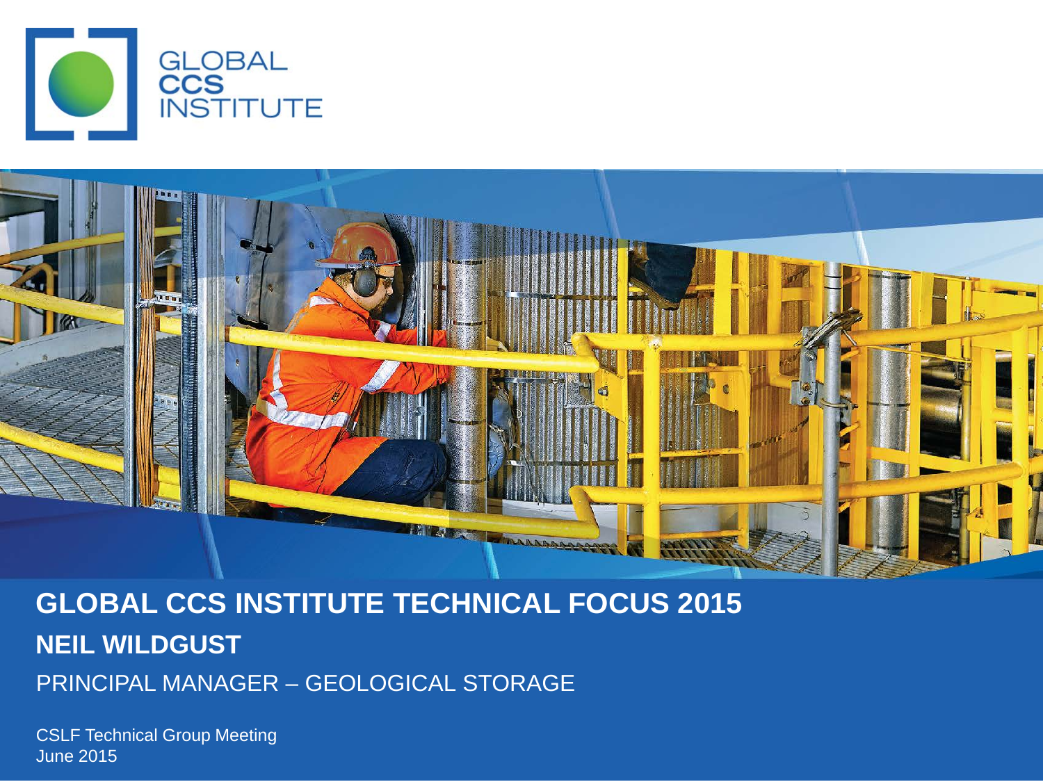GLOBAL CCS INSTITUTE

# GLOBAL CCS INSTITUTE TECHNICAL FOCUS 2015

## NEIL WILDGUST

PRINCIPAL MANAGER – GEOLOGICAL STORAGE

CSLF Technical Group Meeting
June 2015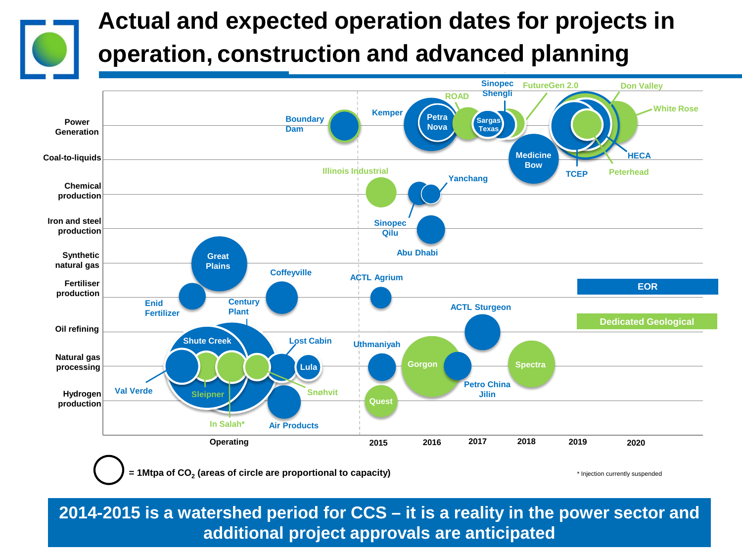# Actual and expected operation dates for projects in operation, construction and advanced planning

Power Generation: Boundary Dam, Kemper, Petra Nova, ROAD, Sinopec Shengli, Sargas Texas, FutureGen 2.0, Don Valley, White Rose, HECA, TCEP, Peterhead

Coal-to-liquids: Medicine Bow

Chemical production: Illinois Industrial, Yanchang, Sinopec Qilu

Iron and steel production: Abu Dhabi

Synthetic natural gas: Great Plains

Fertiliser production: Enid Fertilizer, Coffeyville, ACTL Agrium

Oil refining: Century Plant, ACTL Sturgeon

Natural gas processing: Shute Creek, Lost Cabin, Lula, Val Verde, Sleipner, Snøhvit, In Salah*, Uthmaniyah, Gorgon, Petro China Jilin, Spectra

Hydrogen production: Air Products, Quest

Operating | 2015 | 2016 | 2017 | 2018 | 2019 | 2020

EOR

Dedicated Geological

= 1Mtpa of $CO_2$ (areas of circle are proportional to capacity)

\* Injection currently suspended

**2014-2015 is a watershed period for CCS – it is a reality in the power sector and additional project approvals are anticipated**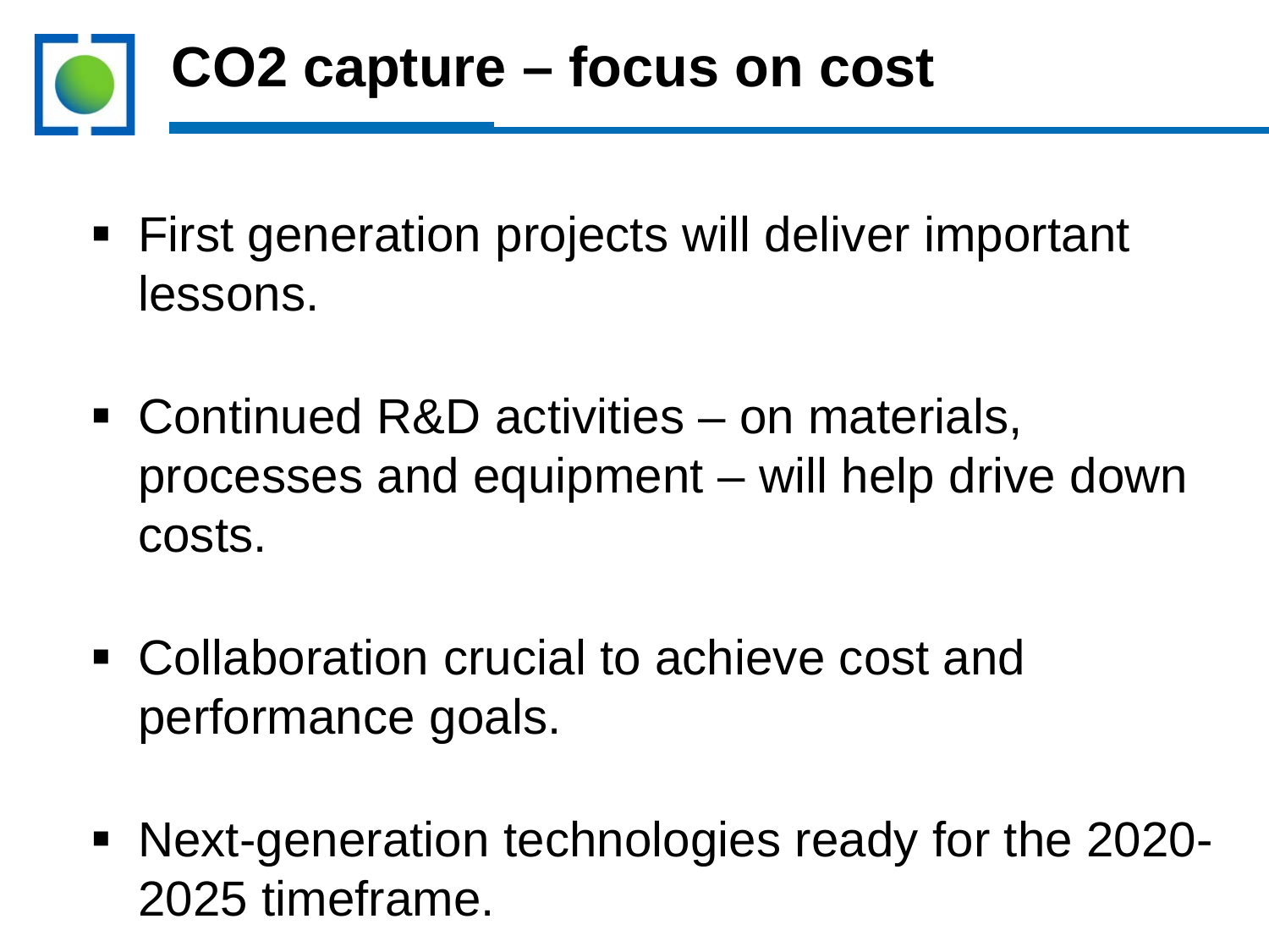# $CO_2$ capture – focus on cost

- First generation projects will deliver important lessons.
- Continued R&D activities – on materials, processes and equipment – will help drive down costs.
- Collaboration crucial to achieve cost and performance goals.
- Next-generation technologies ready for the 2020-2025 timeframe.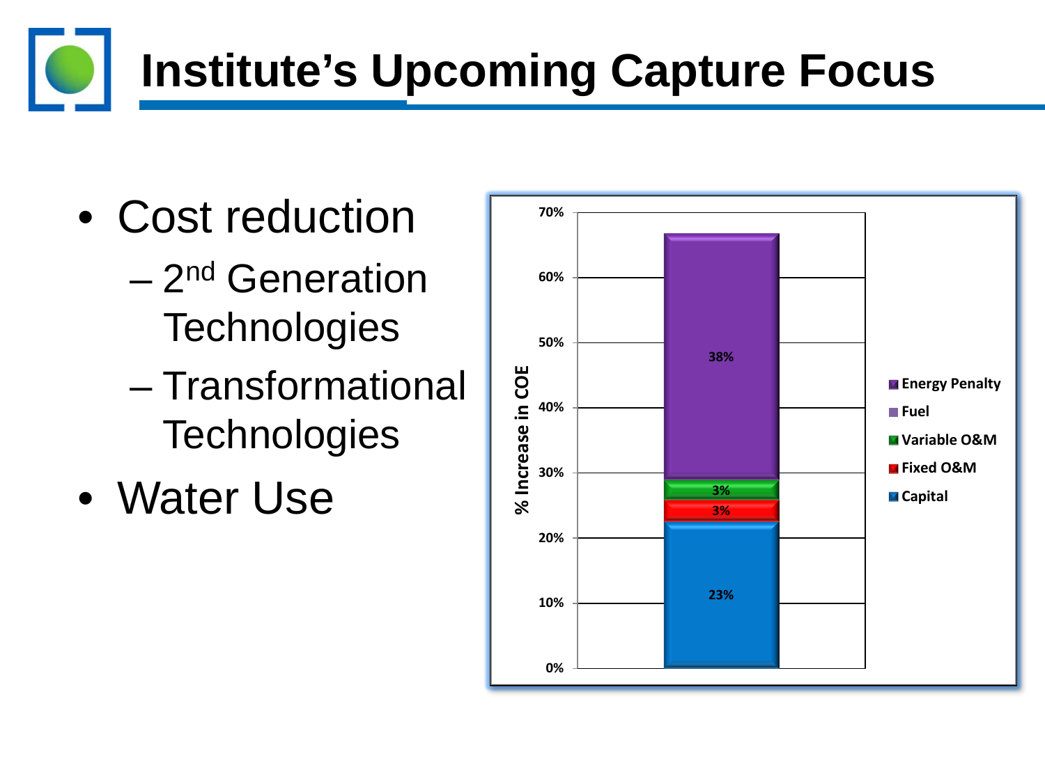# Institute's Upcoming Capture Focus

- Cost reduction
  - 2nd Generation Technologies
  - Transformational Technologies
- Water Use

% Increase in COE

| Component | % Increase in COE |
| --- | --- |
| Capital | 23% |
| Fixed O&M | 3% |
| Variable O&M | 3% |
| Fuel | |
| Energy Penalty | 38% |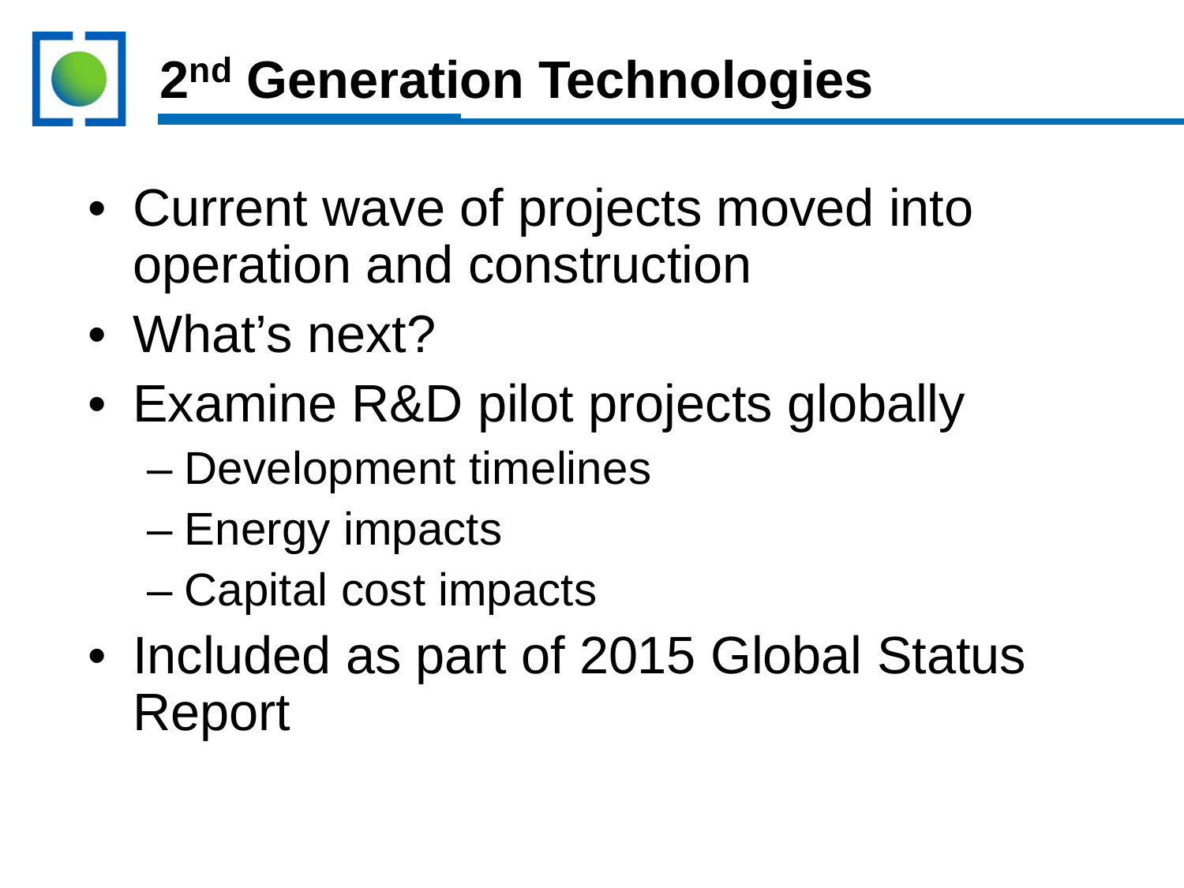# 2nd Generation Technologies

- Current wave of projects moved into operation and construction
- What's next?
- Examine R&D pilot projects globally
  - Development timelines
  - Energy impacts
  - Capital cost impacts
- Included as part of 2015 Global Status Report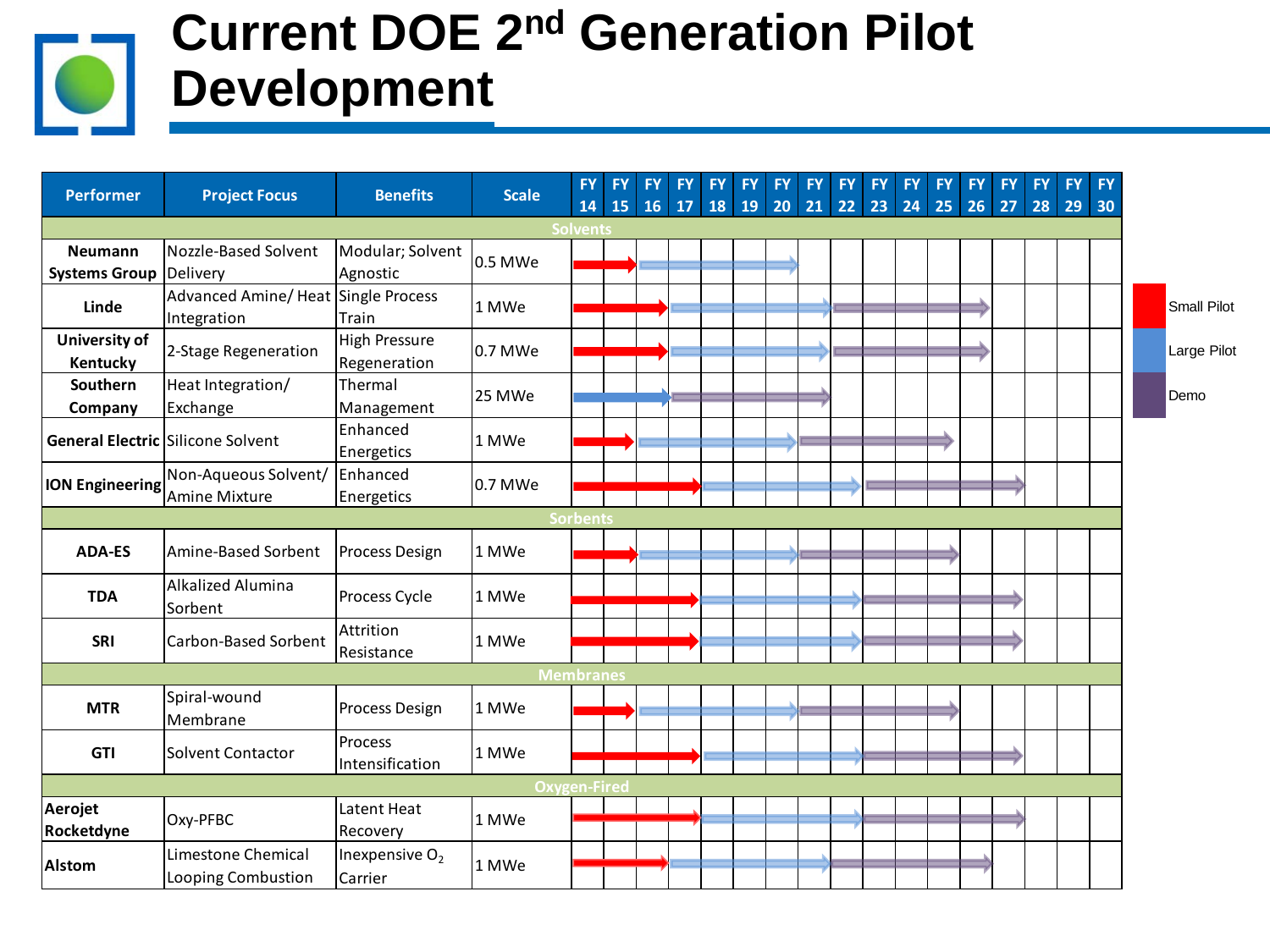# Current DOE 2nd Generation Pilot Development

| Performer | Project Focus | Benefits | Scale | FY 14 | FY 15 | FY 16 | FY 17 | FY 18 | FY 19 | FY 20 | FY 21 | FY 22 | FY 23 | FY 24 | FY 25 | FY 26 | FY 27 | FY 28 | FY 29 | FY 30 |
|---|---|---|---|---|---|---|---|---|---|---|---|---|---|---|---|---|---|---|---|---|
| **Solvents** | | | | | | | | | | | | | | | | | | | | |
| **Neumann Systems Group** | Nozzle-Based Solvent Delivery | Modular; Solvent Agnostic | 0.5 MWe | Small Pilot | Small Pilot | Large Pilot | Large Pilot | Large Pilot | Large Pilot | Large Pilot | | | | | | | | | | |
| **Linde** | Advanced Amine/ Heat Integration | Single Process Train | 1 MWe | Small Pilot | Small Pilot | Small Pilot | Large Pilot | Large Pilot | Large Pilot | Large Pilot | Large Pilot | Demo | Demo | Demo | Demo | Demo | | | | |
| **University of Kentucky** | 2-Stage Regeneration | High Pressure Regeneration | 0.7 MWe | Small Pilot | Small Pilot | Small Pilot | Large Pilot | Large Pilot | Large Pilot | Large Pilot | Large Pilot | Demo | Demo | Demo | Demo | Demo | | | | |
| **Southern Company** | Heat Integration/ Exchange | Thermal Management | 25 MWe | Large Pilot | Large Pilot | Large Pilot | Demo | Demo | Demo | Demo | Demo | | | | | | | | | |
| **General Electric** | Silicone Solvent | Enhanced Energetics | 1 MWe | Small Pilot | Small Pilot | Large Pilot | Large Pilot | Large Pilot | Large Pilot | Large Pilot | Demo | Demo | Demo | Demo | Demo | | | | | |
| **ION Engineering** | Non-Aqueous Solvent/ Amine Mixture | Enhanced Energetics | 0.7 MWe | Small Pilot | Small Pilot | Small Pilot | Small Pilot | Large Pilot | Large Pilot | Large Pilot | Large Pilot | Large Pilot | Demo | Demo | Demo | Demo | Demo | | | |
| **Sorbents** | | | | | | | | | | | | | | | | | | | | |
| **ADA-ES** | Amine-Based Sorbent | Process Design | 1 MWe | Small Pilot | Small Pilot | Large Pilot | Large Pilot | Large Pilot | Large Pilot | Large Pilot | Demo | Demo | Demo | Demo | Demo | | | | | |
| **TDA** | Alkalized Alumina Sorbent | Process Cycle | 1 MWe | Small Pilot | Small Pilot | Small Pilot | Small Pilot | Large Pilot | Large Pilot | Large Pilot | Large Pilot | Large Pilot | Demo | Demo | Demo | Demo | Demo | | | |
| **SRI** | Carbon-Based Sorbent | Attrition Resistance | 1 MWe | Small Pilot | Small Pilot | Small Pilot | Small Pilot | Large Pilot | Large Pilot | Large Pilot | Large Pilot | Large Pilot | Demo | Demo | Demo | Demo | Demo | | | |
| **Membranes** | | | | | | | | | | | | | | | | | | | | |
| **MTR** | Spiral-wound Membrane | Process Design | 1 MWe | Small Pilot | Small Pilot | Large Pilot | Large Pilot | Large Pilot | Large Pilot | Large Pilot | Demo | Demo | Demo | Demo | Demo | | | | | |
| **GTI** | Solvent Contactor | Process Intensification | 1 MWe | Small Pilot | Small Pilot | Small Pilot | Small Pilot | Large Pilot | Large Pilot | Large Pilot | Large Pilot | Large Pilot | Demo | Demo | Demo | Demo | Demo | | | |
| **Oxygen-Fired** | | | | | | | | | | | | | | | | | | | | |
| **Aerojet Rocketdyne** | Oxy-PFBC | Latent Heat Recovery | 1 MWe | Small Pilot | Small Pilot | Small Pilot | Small Pilot | Large Pilot | Large Pilot | Large Pilot | Large Pilot | Large Pilot | Demo | Demo | Demo | Demo | Demo | | | |
| **Alstom** | Limestone Chemical Looping Combustion | Inexpensive $O_2$ Carrier | 1 MWe | Small Pilot | Small Pilot | Small Pilot | Large Pilot | Large Pilot | Large Pilot | Large Pilot | Large Pilot | Demo | Demo | Demo | Demo | Demo | | | | |

Legend: Small Pilot; Large Pilot; Demo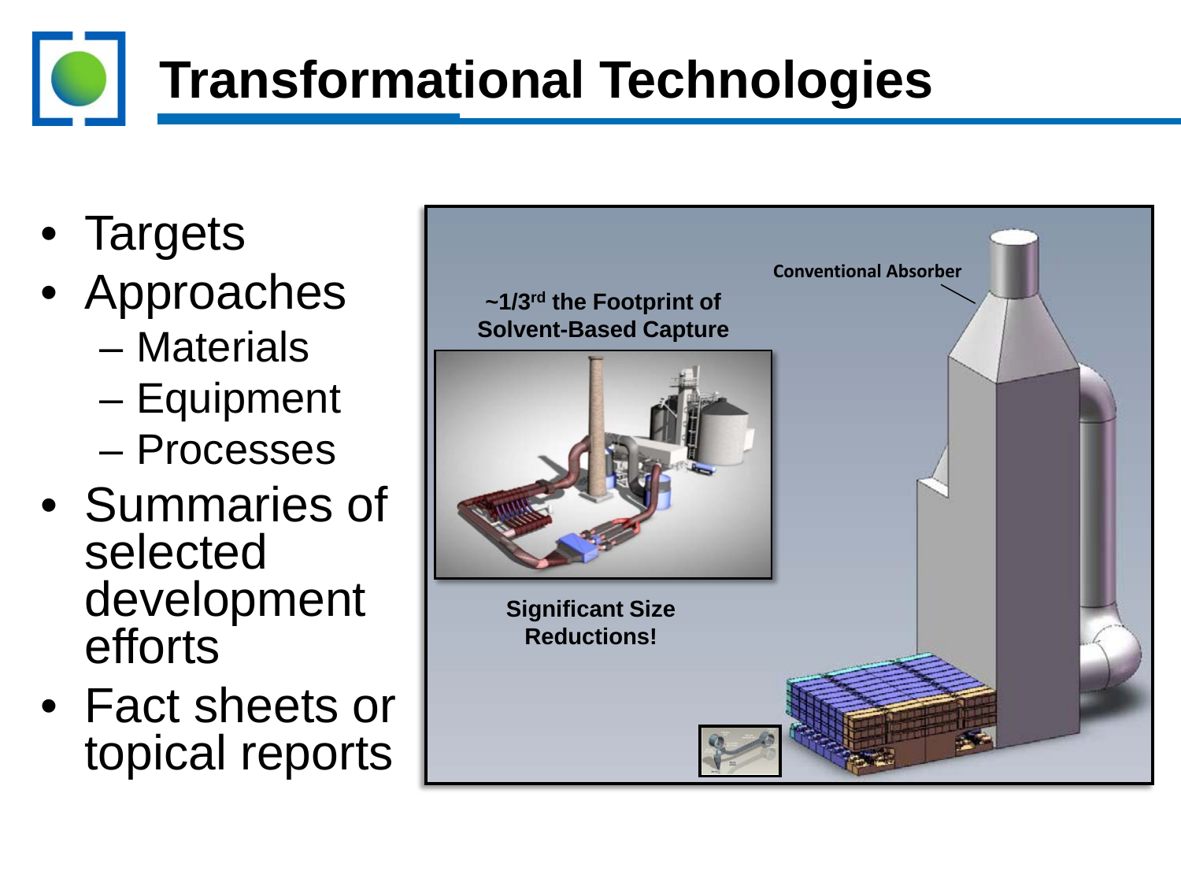# Transformational Technologies

- Targets
- Approaches
  - Materials
  - Equipment
  - Processes
- Summaries of selected development efforts
- Fact sheets or topical reports

**~1/3rd the Footprint of Solvent-Based Capture**

**Conventional Absorber**

**Significant Size Reductions!**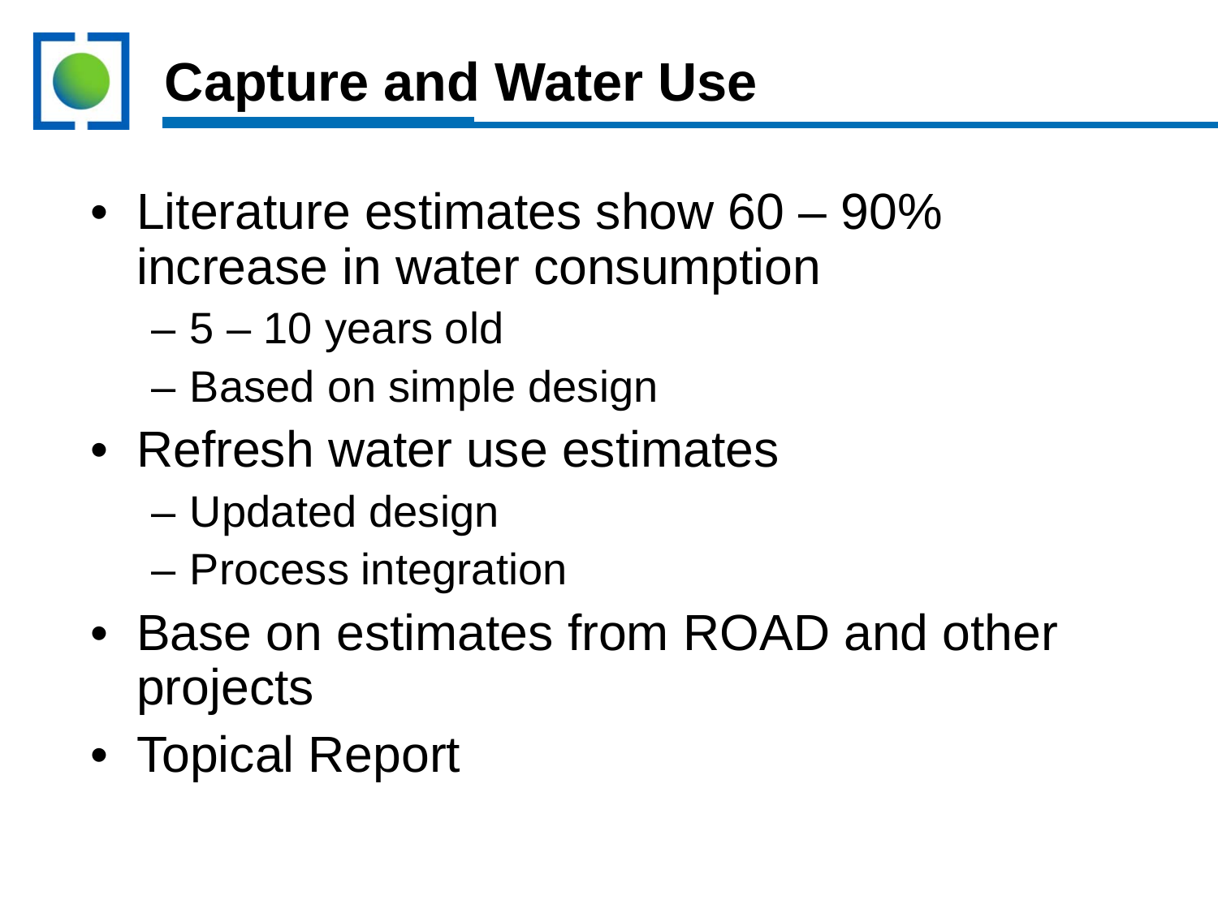# Capture and Water Use

- Literature estimates show 60 – 90% increase in water consumption
  - 5 – 10 years old
  - Based on simple design
- Refresh water use estimates
  - Updated design
  - Process integration
- Base on estimates from ROAD and other projects
- Topical Report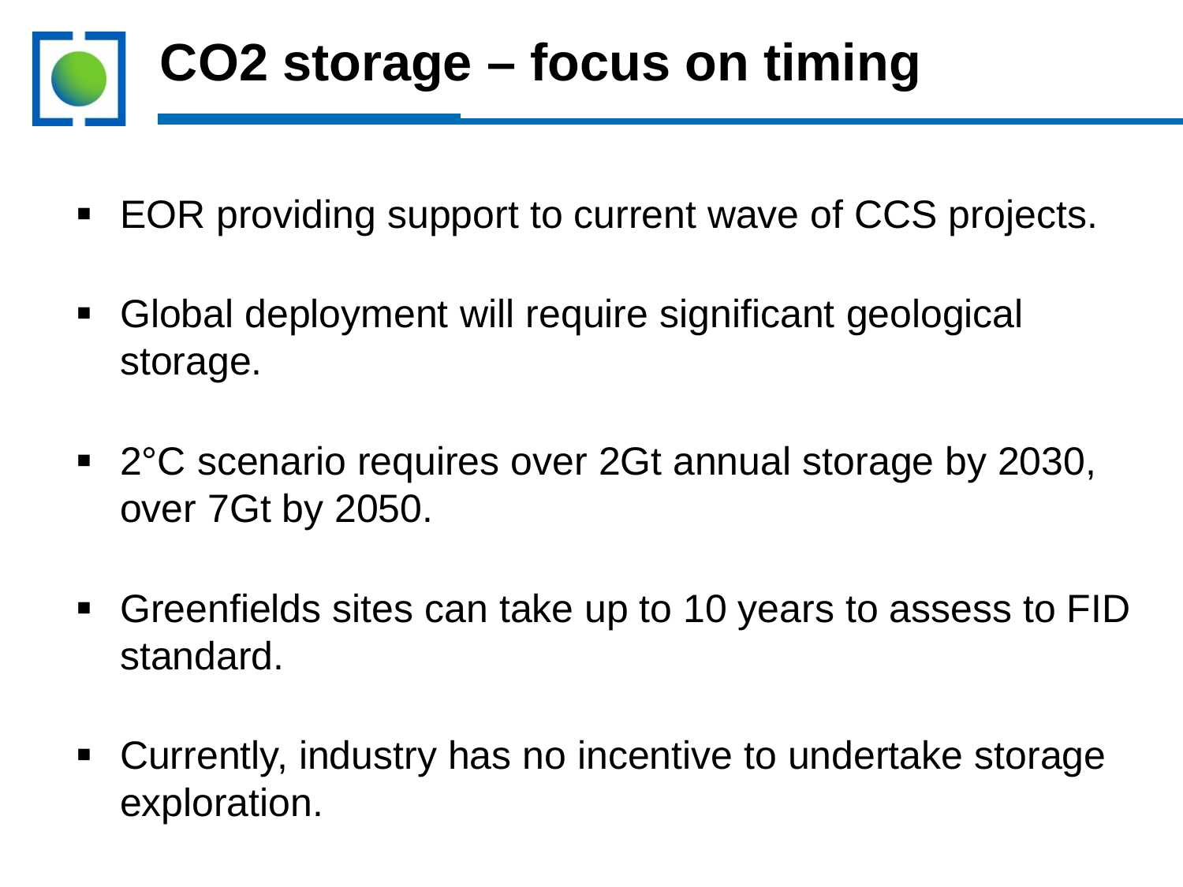# $CO_2$ storage – focus on timing

- EOR providing support to current wave of CCS projects.
- Global deployment will require significant geological storage.
- 2°C scenario requires over 2Gt annual storage by 2030, over 7Gt by 2050.
- Greenfields sites can take up to 10 years to assess to FID standard.
- Currently, industry has no incentive to undertake storage exploration.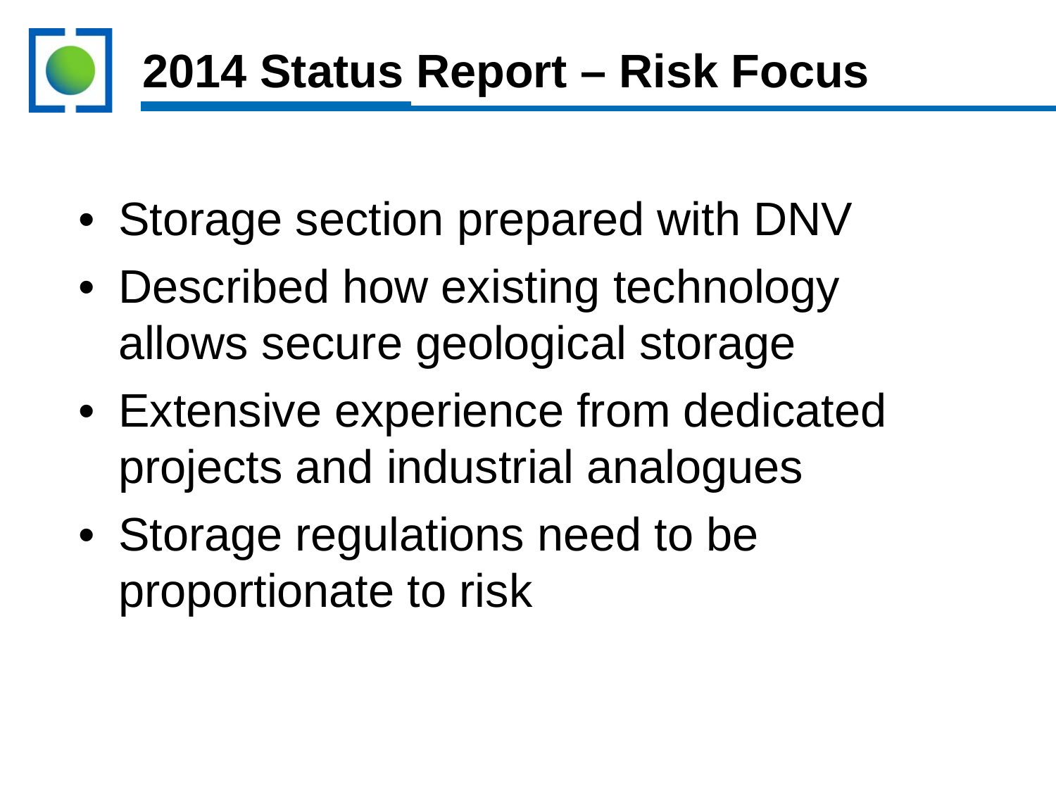# 2014 Status Report – Risk Focus

- Storage section prepared with DNV
- Described how existing technology allows secure geological storage
- Extensive experience from dedicated projects and industrial analogues
- Storage regulations need to be proportionate to risk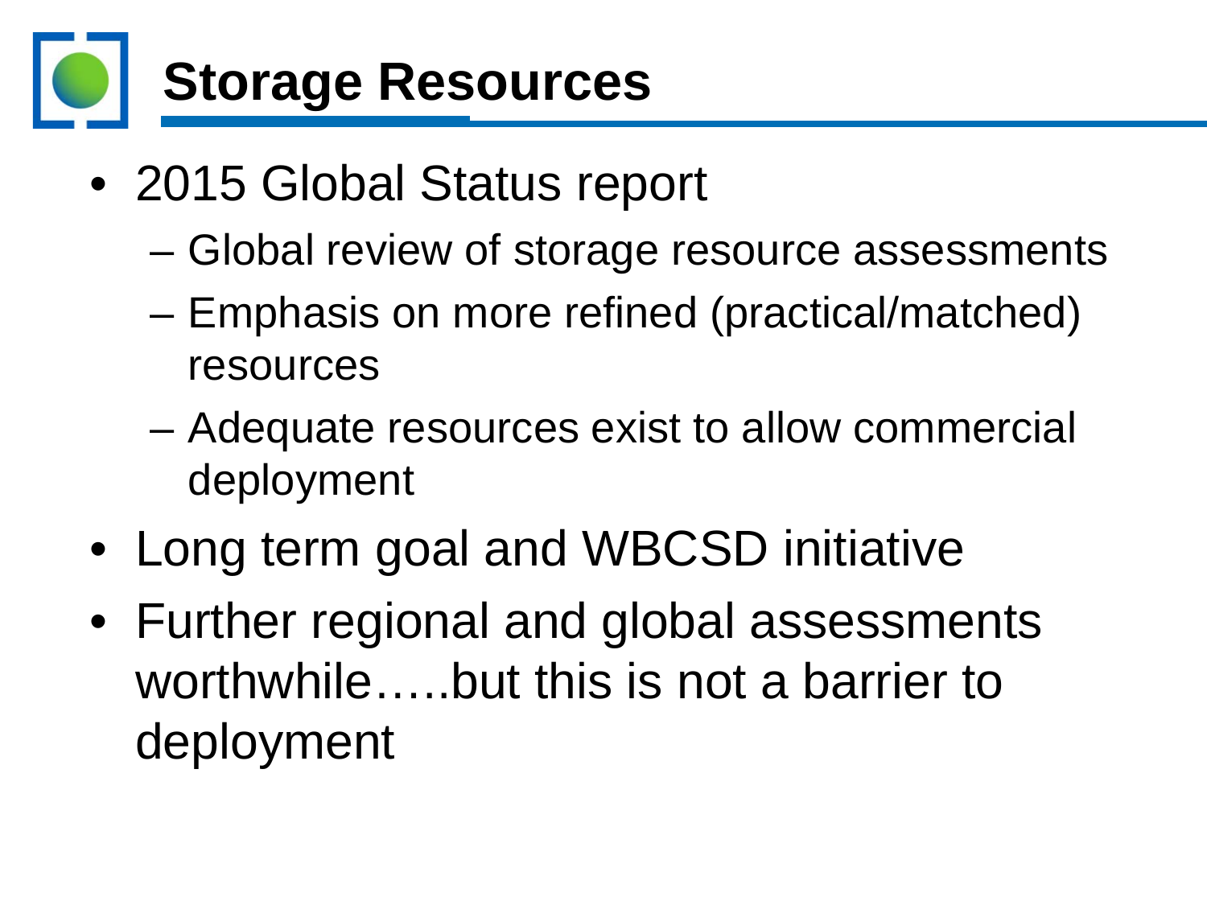# Storage Resources

- 2015 Global Status report
  - Global review of storage resource assessments
  - Emphasis on more refined (practical/matched) resources
  - Adequate resources exist to allow commercial deployment
- Long term goal and WBCSD initiative
- Further regional and global assessments worthwhile…..but this is not a barrier to deployment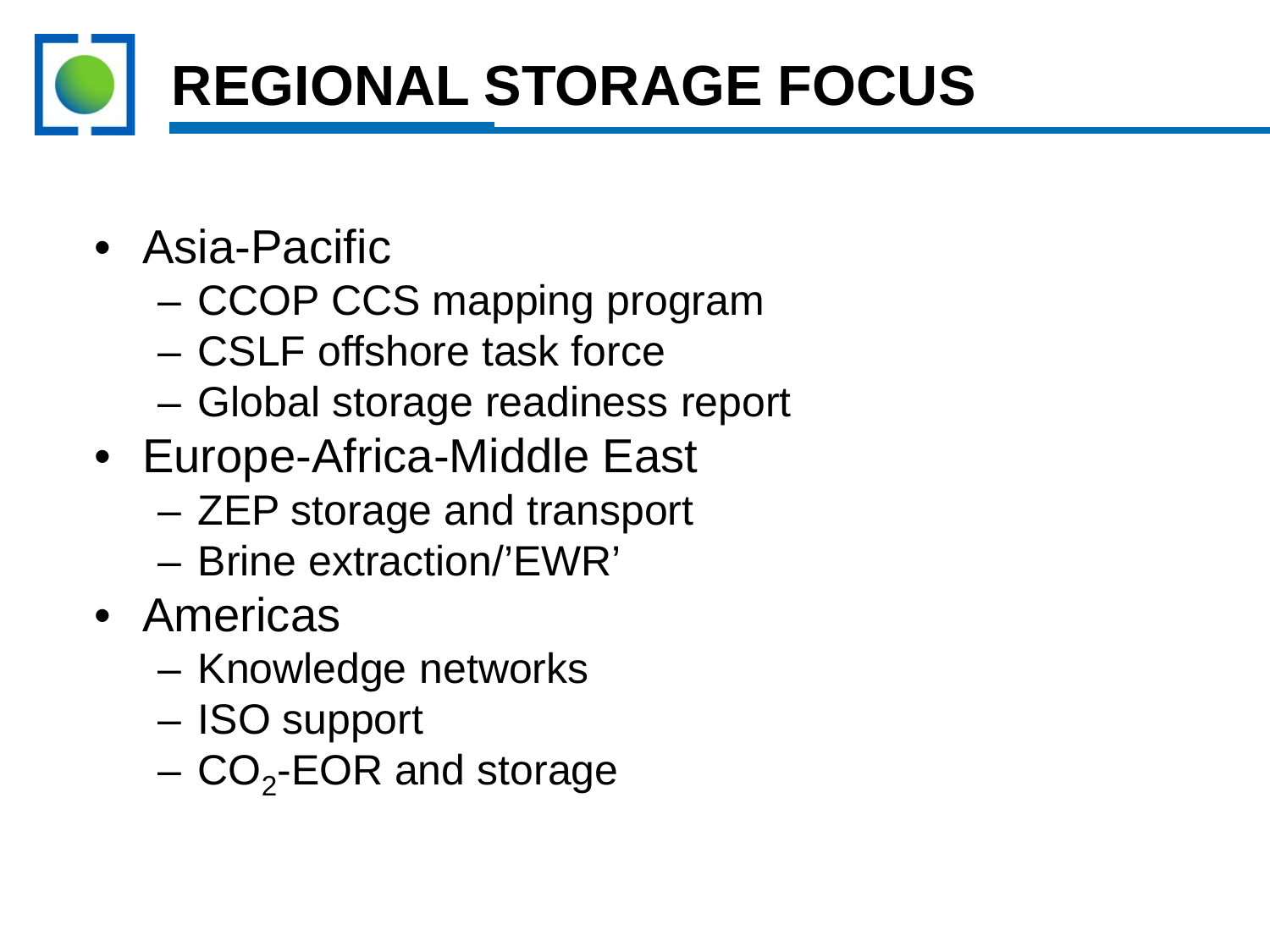# REGIONAL STORAGE FOCUS

- Asia-Pacific
  - CCOP CCS mapping program
  - CSLF offshore task force
  - Global storage readiness report
- Europe-Africa-Middle East
  - ZEP storage and transport
  - Brine extraction/'EWR'
- Americas
  - Knowledge networks
  - ISO support
  - $CO_2$-EOR and storage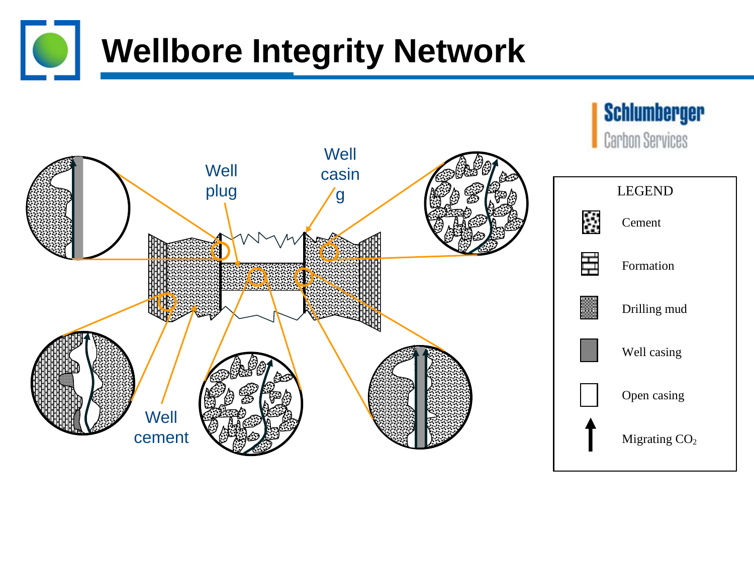# Wellbore Integrity Network

Schlumberger
Carbon Services

Well plug

Well casing

Well cement

LEGEND

- Cement
- Formation
- Drilling mud
- Well casing
- Open casing
- Migrating $CO_2$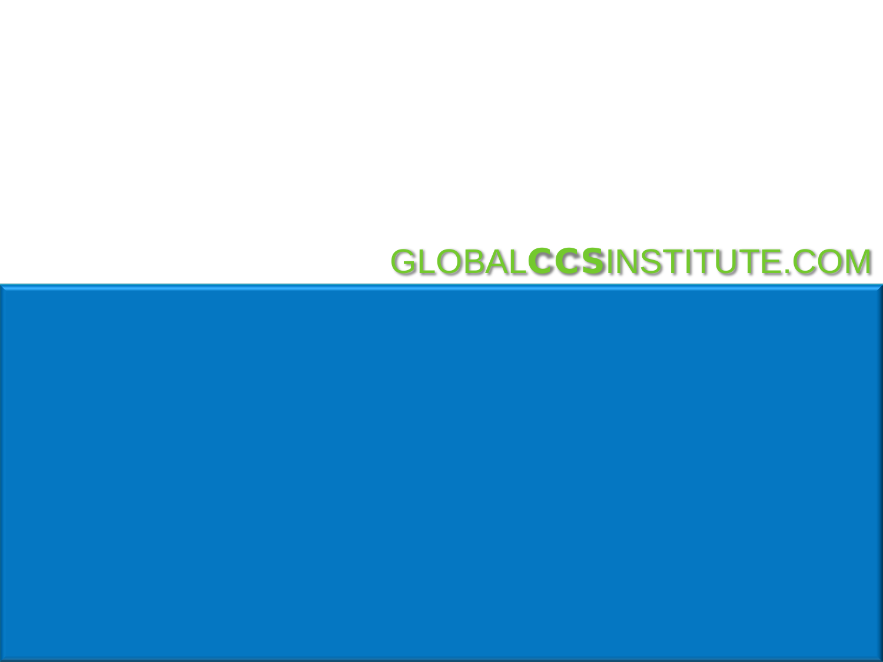GLOBAL**CCS**INSTITUTE.COM